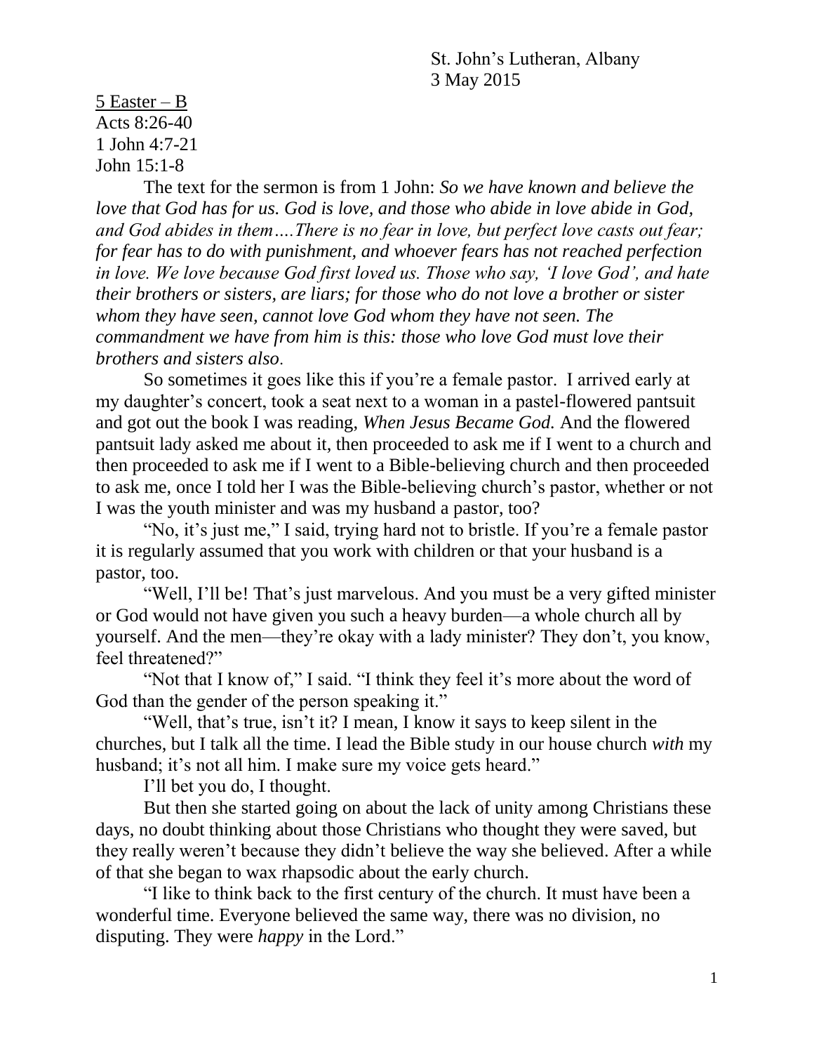St. John's Lutheran, Albany
3 May 2015

5 Easter – B
Acts 8:26-40
1 John 4:7-21
John 15:1-8

The text for the sermon is from 1 John: *So we have known and believe the love that God has for us. God is love, and those who abide in love abide in God, and God abides in them….There is no fear in love, but perfect love casts out fear; for fear has to do with punishment, and whoever fears has not reached perfection in love. We love because God first loved us. Those who say, 'I love God', and hate their brothers or sisters, are liars; for those who do not love a brother or sister whom they have seen, cannot love God whom they have not seen. The commandment we have from him is this: those who love God must love their brothers and sisters also.*

So sometimes it goes like this if you're a female pastor. I arrived early at my daughter's concert, took a seat next to a woman in a pastel-flowered pantsuit and got out the book I was reading, *When Jesus Became God.* And the flowered pantsuit lady asked me about it, then proceeded to ask me if I went to a church and then proceeded to ask me if I went to a Bible-believing church and then proceeded to ask me, once I told her I was the Bible-believing church's pastor, whether or not I was the youth minister and was my husband a pastor, too?

"No, it's just me," I said, trying hard not to bristle. If you're a female pastor it is regularly assumed that you work with children or that your husband is a pastor, too.

"Well, I'll be! That's just marvelous. And you must be a very gifted minister or God would not have given you such a heavy burden—a whole church all by yourself. And the men—they're okay with a lady minister? They don't, you know, feel threatened?"

"Not that I know of," I said. "I think they feel it's more about the word of God than the gender of the person speaking it."

"Well, that's true, isn't it? I mean, I know it says to keep silent in the churches, but I talk all the time. I lead the Bible study in our house church *with* my husband; it's not all him. I make sure my voice gets heard."

I'll bet you do, I thought.

But then she started going on about the lack of unity among Christians these days, no doubt thinking about those Christians who thought they were saved, but they really weren't because they didn't believe the way she believed. After a while of that she began to wax rhapsodic about the early church.

"I like to think back to the first century of the church. It must have been a wonderful time. Everyone believed the same way, there was no division, no disputing. They were *happy* in the Lord."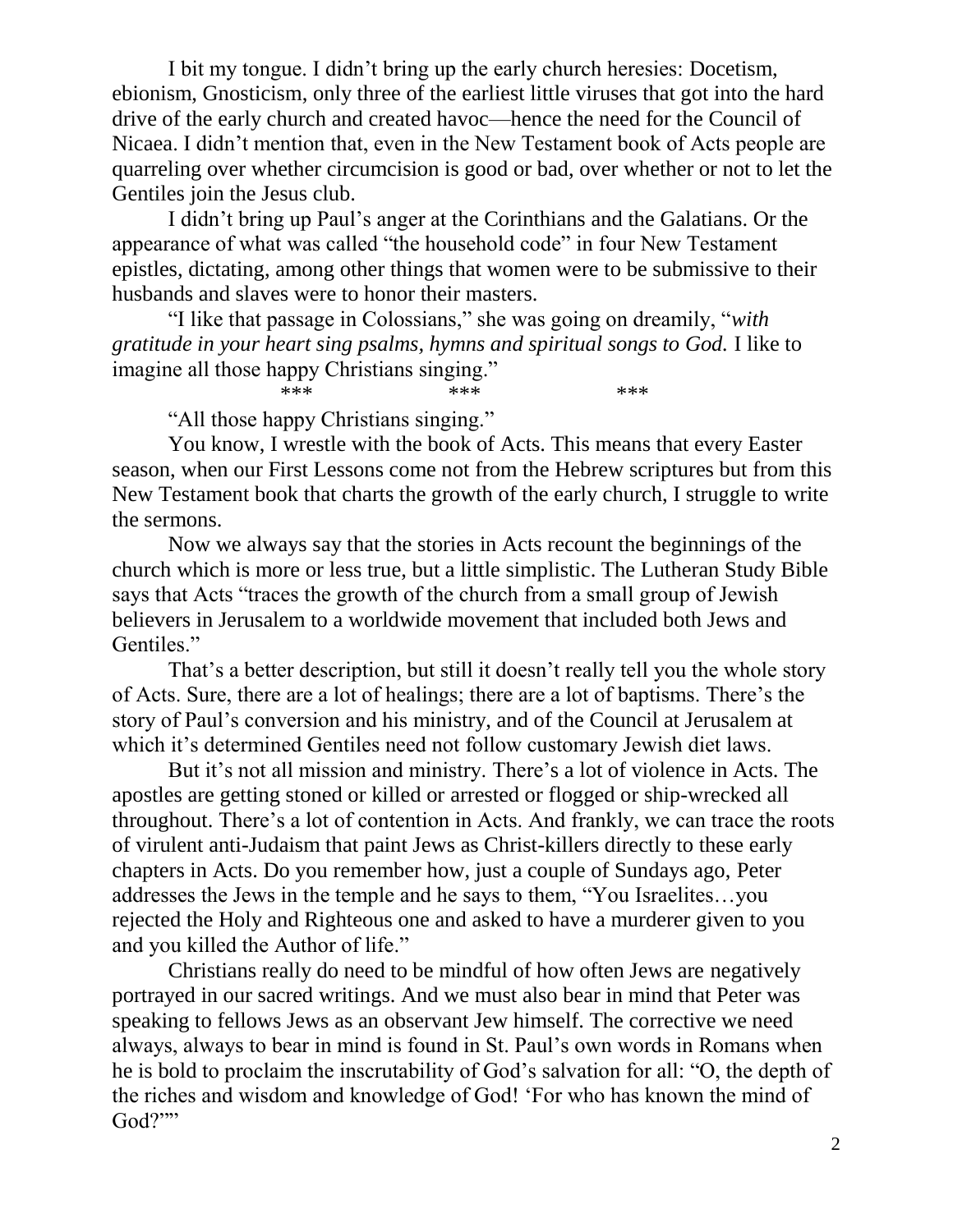I bit my tongue. I didn't bring up the early church heresies: Docetism, ebionism, Gnosticism, only three of the earliest little viruses that got into the hard drive of the early church and created havoc—hence the need for the Council of Nicaea. I didn't mention that, even in the New Testament book of Acts people are quarreling over whether circumcision is good or bad, over whether or not to let the Gentiles join the Jesus club.

I didn't bring up Paul's anger at the Corinthians and the Galatians. Or the appearance of what was called "the household code" in four New Testament epistles, dictating, among other things that women were to be submissive to their husbands and slaves were to honor their masters.

"I like that passage in Colossians," she was going on dreamily, "*with gratitude in your heart sing psalms, hymns and spiritual songs to God.* I like to imagine all those happy Christians singing."

\*\*\* \*\*\* \*\*\*

"All those happy Christians singing."

You know, I wrestle with the book of Acts. This means that every Easter season, when our First Lessons come not from the Hebrew scriptures but from this New Testament book that charts the growth of the early church, I struggle to write the sermons.

Now we always say that the stories in Acts recount the beginnings of the church which is more or less true, but a little simplistic. The Lutheran Study Bible says that Acts "traces the growth of the church from a small group of Jewish believers in Jerusalem to a worldwide movement that included both Jews and Gentiles."

That's a better description, but still it doesn't really tell you the whole story of Acts. Sure, there are a lot of healings; there are a lot of baptisms. There's the story of Paul's conversion and his ministry, and of the Council at Jerusalem at which it's determined Gentiles need not follow customary Jewish diet laws.

But it's not all mission and ministry. There's a lot of violence in Acts. The apostles are getting stoned or killed or arrested or flogged or ship-wrecked all throughout. There's a lot of contention in Acts. And frankly, we can trace the roots of virulent anti-Judaism that paint Jews as Christ-killers directly to these early chapters in Acts. Do you remember how, just a couple of Sundays ago, Peter addresses the Jews in the temple and he says to them, "You Israelites…you rejected the Holy and Righteous one and asked to have a murderer given to you and you killed the Author of life."

Christians really do need to be mindful of how often Jews are negatively portrayed in our sacred writings. And we must also bear in mind that Peter was speaking to fellows Jews as an observant Jew himself. The corrective we need always, always to bear in mind is found in St. Paul's own words in Romans when he is bold to proclaim the inscrutability of God's salvation for all: "O, the depth of the riches and wisdom and knowledge of God! 'For who has known the mind of God?'"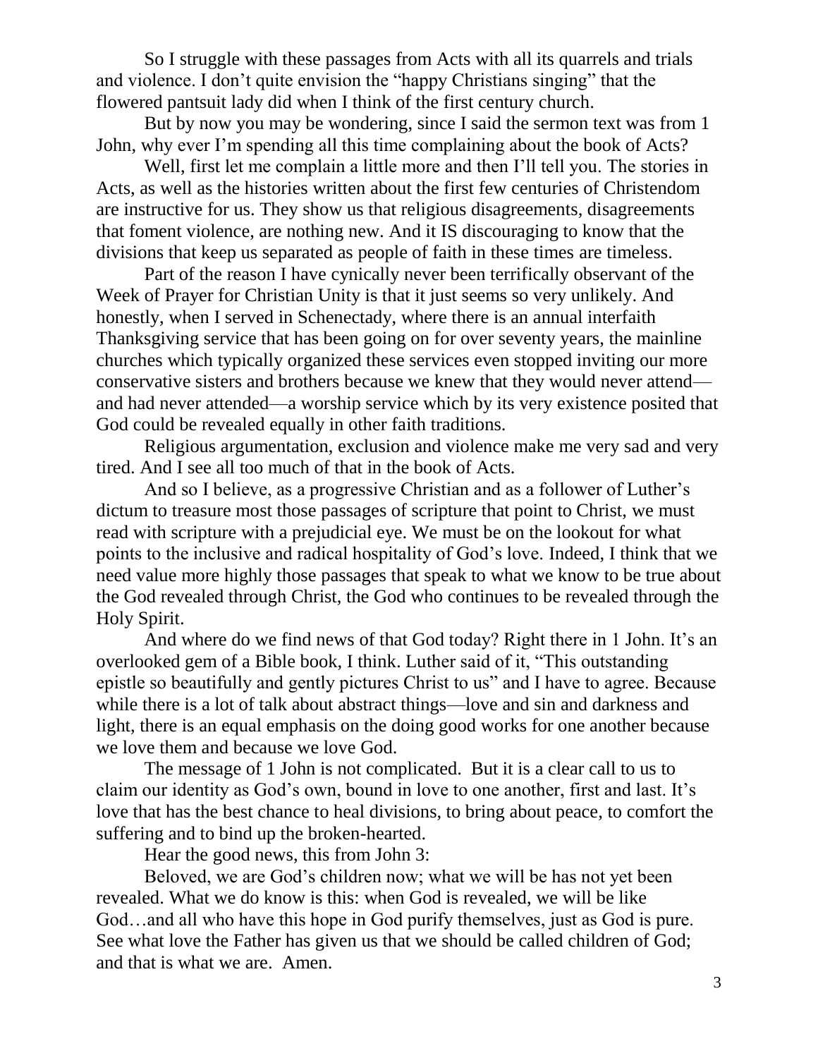So I struggle with these passages from Acts with all its quarrels and trials and violence. I don't quite envision the "happy Christians singing" that the flowered pantsuit lady did when I think of the first century church.

But by now you may be wondering, since I said the sermon text was from 1 John, why ever I'm spending all this time complaining about the book of Acts?

Well, first let me complain a little more and then I'll tell you. The stories in Acts, as well as the histories written about the first few centuries of Christendom are instructive for us. They show us that religious disagreements, disagreements that foment violence, are nothing new. And it IS discouraging to know that the divisions that keep us separated as people of faith in these times are timeless.

Part of the reason I have cynically never been terrifically observant of the Week of Prayer for Christian Unity is that it just seems so very unlikely. And honestly, when I served in Schenectady, where there is an annual interfaith Thanksgiving service that has been going on for over seventy years, the mainline churches which typically organized these services even stopped inviting our more conservative sisters and brothers because we knew that they would never attend—and had never attended—a worship service which by its very existence posited that God could be revealed equally in other faith traditions.

Religious argumentation, exclusion and violence make me very sad and very tired. And I see all too much of that in the book of Acts.

And so I believe, as a progressive Christian and as a follower of Luther's dictum to treasure most those passages of scripture that point to Christ, we must read with scripture with a prejudicial eye. We must be on the lookout for what points to the inclusive and radical hospitality of God's love. Indeed, I think that we need value more highly those passages that speak to what we know to be true about the God revealed through Christ, the God who continues to be revealed through the Holy Spirit.

And where do we find news of that God today? Right there in 1 John. It's an overlooked gem of a Bible book, I think. Luther said of it, "This outstanding epistle so beautifully and gently pictures Christ to us" and I have to agree. Because while there is a lot of talk about abstract things—love and sin and darkness and light, there is an equal emphasis on the doing good works for one another because we love them and because we love God.

The message of 1 John is not complicated. But it is a clear call to us to claim our identity as God's own, bound in love to one another, first and last. It's love that has the best chance to heal divisions, to bring about peace, to comfort the suffering and to bind up the broken-hearted.

Hear the good news, this from John 3:

Beloved, we are God's children now; what we will be has not yet been revealed. What we do know is this: when God is revealed, we will be like God…and all who have this hope in God purify themselves, just as God is pure. See what love the Father has given us that we should be called children of God; and that is what we are. Amen.